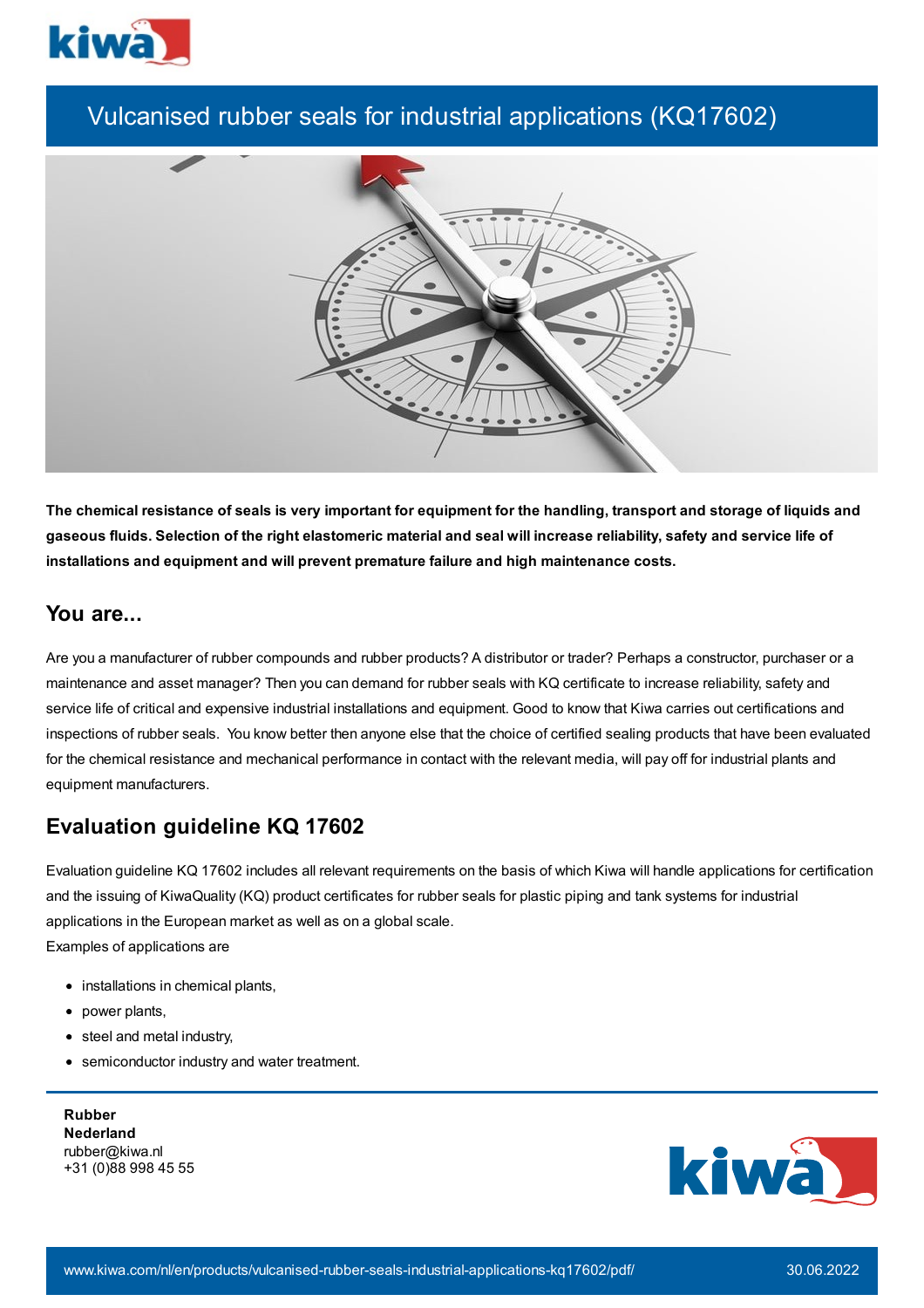# Vulcanised rubber seals for industrial applications (KQ17602)

**The chemical resistance of seals is very important for equipment for the handling, transport and storage of liquids and gaseous fluids. Selection of the right elastomeric material and seal will increase reliability, safety and service life of installations and equipment and will prevent premature failure and high maintenance costs.**

## You are...

Are you a manufacturer of rubber compounds and rubber products? A distributor or trader? Perhaps a constructor, purchaser or a maintenance and asset manager? Then you can demand for rubber seals with KQ certificate to increase reliability, safety and service life of critical and expensive industrial installations and equipment. Good to know that Kiwa carries out certifications and inspections of rubber seals. You know better then anyone else that the choice of certified sealing products that have been evaluated for the chemical resistance and mechanical performance in contact with the relevant media, will pay off for industrial plants and equipment manufacturers.

## Evaluation guideline KQ 17602

Evaluation guideline KQ 17602 includes all relevant requirements on the basis of which Kiwa will handle applications for certification and the issuing of KiwaQuality (KQ) product certificates for rubber seals for plastic piping and tank systems for industrial applications in the European market as well as on a global scale.
Examples of applications are

- installations in chemical plants,
- power plants,
- steel and metal industry,
- semiconductor industry and water treatment.

**Rubber**
**Nederland**
rubber@kiwa.nl
+31 (0)88 998 45 55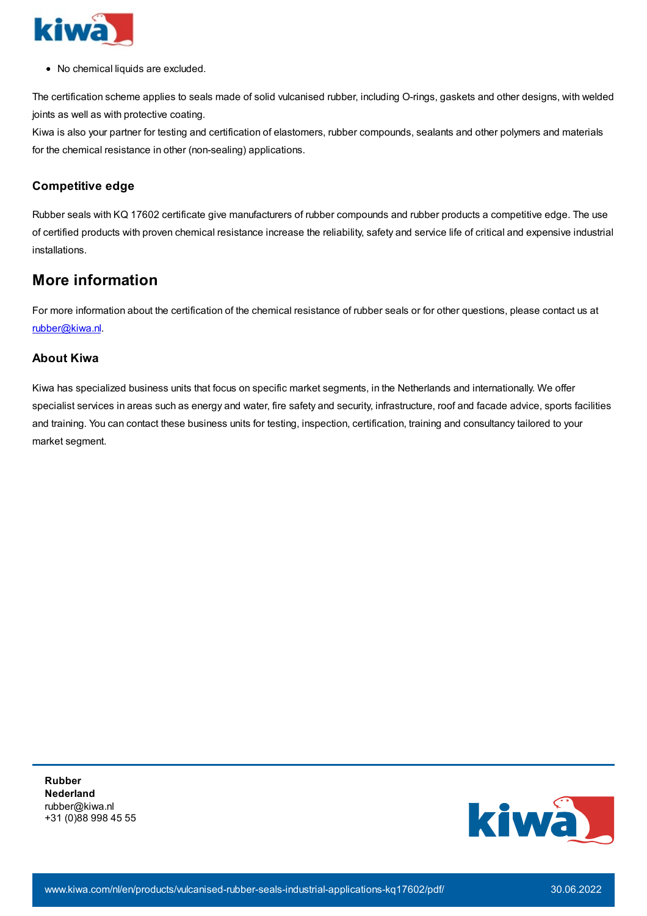- No chemical liquids are excluded.

The certification scheme applies to seals made of solid vulcanised rubber, including O-rings, gaskets and other designs, with welded joints as well as with protective coating.
Kiwa is also your partner for testing and certification of elastomers, rubber compounds, sealants and other polymers and materials for the chemical resistance in other (non-sealing) applications.

### Competitive edge

Rubber seals with KQ 17602 certificate give manufacturers of rubber compounds and rubber products a competitive edge. The use of certified products with proven chemical resistance increase the reliability, safety and service life of critical and expensive industrial installations.

## More information

For more information about the certification of the chemical resistance of rubber seals or for other questions, please contact us at [rubber@kiwa.nl](mailto:rubber@kiwa.nl).

### About Kiwa

Kiwa has specialized business units that focus on specific market segments, in the Netherlands and internationally. We offer specialist services in areas such as energy and water, fire safety and security, infrastructure, roof and facade advice, sports facilities and training. You can contact these business units for testing, inspection, certification, training and consultancy tailored to your market segment.

**Rubber**
**Nederland**
rubber@kiwa.nl
+31 (0)88 998 45 55